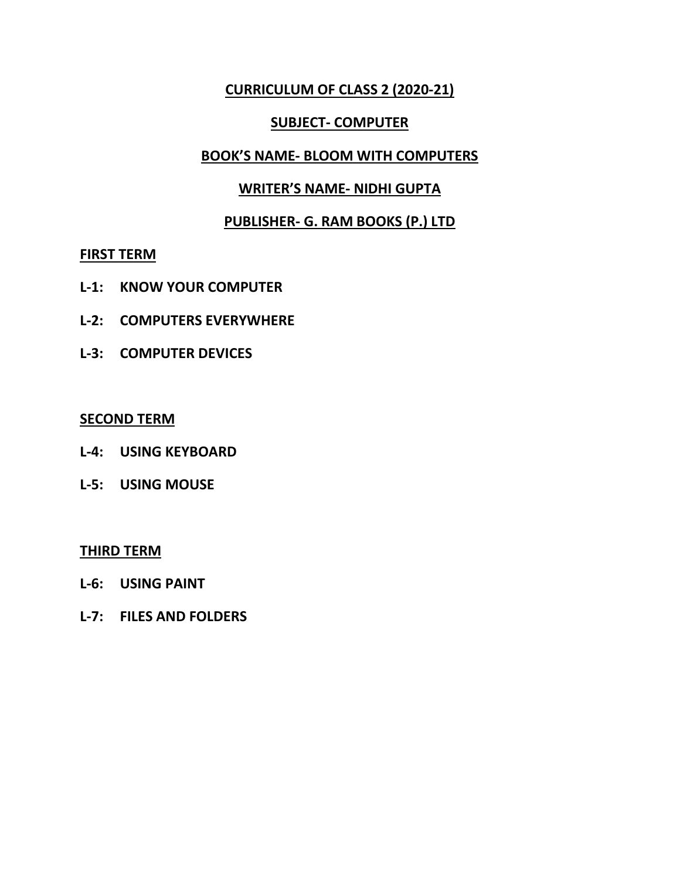# CURRICULUM OF CLASS 2 (2020-21)

## SUBJECT- COMPUTER

## BOOK'S NAME- BLOOM WITH COMPUTERS

## WRITER'S NAME- NIDHI GUPTA

## PUBLISHER- G. RAM BOOKS (P.) LTD

### FIRST TERM

**L-1: KNOW YOUR COMPUTER**

**L-2: COMPUTERS EVERYWHERE**

**L-3: COMPUTER DEVICES**

### SECOND TERM

**L-4: USING KEYBOARD**

**L-5: USING MOUSE**

### THIRD TERM

**L-6: USING PAINT**

**L-7: FILES AND FOLDERS**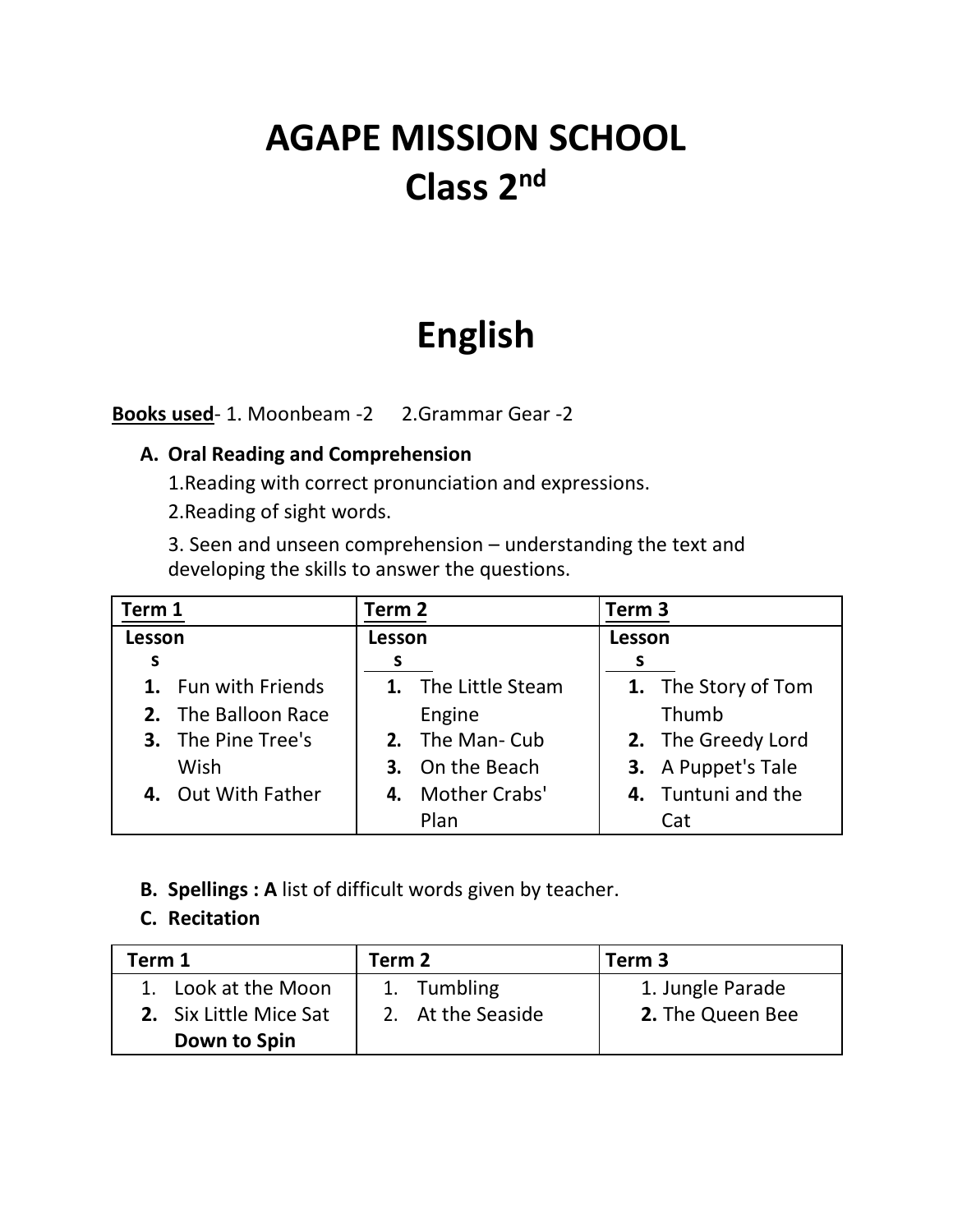# AGAPE MISSION SCHOOL
# Class 2nd

## English

**Books used**- 1. Moonbeam -2 2.Grammar Gear -2

**A. Oral Reading and Comprehension**

1.Reading with correct pronunciation and expressions.

2.Reading of sight words.

3. Seen and unseen comprehension – understanding the text and developing the skills to answer the questions.

| Term 1 | Term 2 | Term 3 |
|---|---|---|
| **Lessons** | **Lessons** | **Lessons** |
| **1.** Fun with Friends<br>**2.** The Balloon Race<br>**3.** The Pine Tree's Wish<br>**4.** Out With Father | **1.** The Little Steam Engine<br>**2.** The Man- Cub<br>**3.** On the Beach<br>**4.** Mother Crabs' Plan | **1.** The Story of Tom Thumb<br>**2.** The Greedy Lord<br>**3.** A Puppet's Tale<br>**4.** Tuntuni and the Cat |

**B. Spellings : A** list of difficult words given by teacher.

**C. Recitation**

| Term 1 | Term 2 | Term 3 |
|---|---|---|
| 1. Look at the Moon<br>**2.** Six Little Mice Sat **Down to Spin** | 1. Tumbling<br>2. At the Seaside | 1. Jungle Parade<br>**2.** The Queen Bee |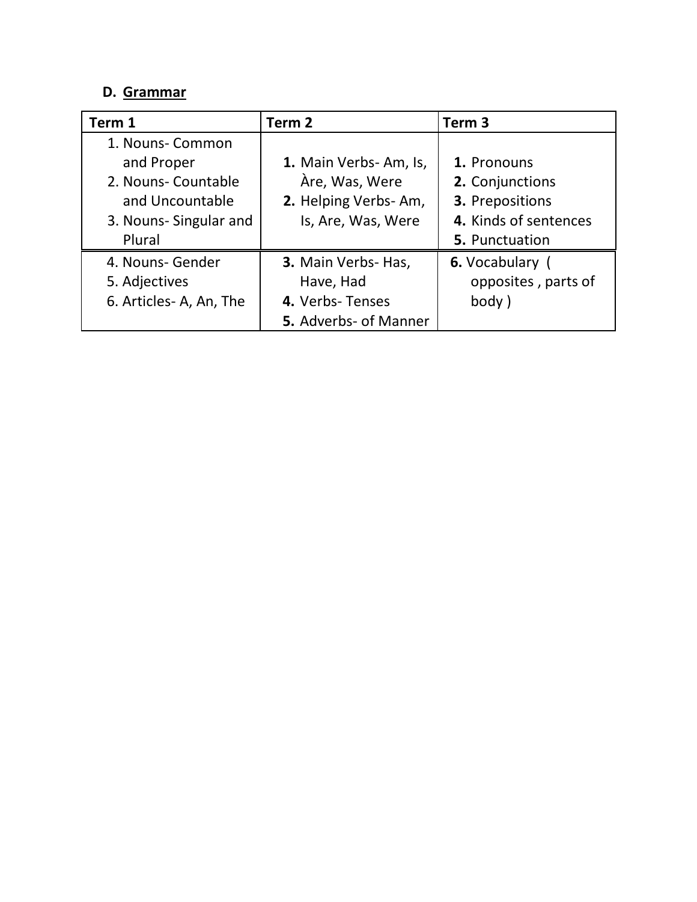### D. Grammar

| Term 1 | Term 2 | Term 3 |
|---|---|---|
| 1. Nouns- Common and Proper<br>2. Nouns- Countable and Uncountable<br>3. Nouns- Singular and Plural | **1.** Main Verbs- Am, Is, Àre, Was, Were<br>**2.** Helping Verbs- Am, Is, Are, Was, Were | **1.** Pronouns<br>**2.** Conjunctions<br>**3.** Prepositions<br>**4.** Kinds of sentences<br>**5.** Punctuation |
| 4. Nouns- Gender<br>5. Adjectives<br>6. Articles- A, An, The | **3.** Main Verbs- Has, Have, Had<br>**4.** Verbs- Tenses<br>**5.** Adverbs- of Manner | **6.** Vocabulary ( opposites , parts of body ) |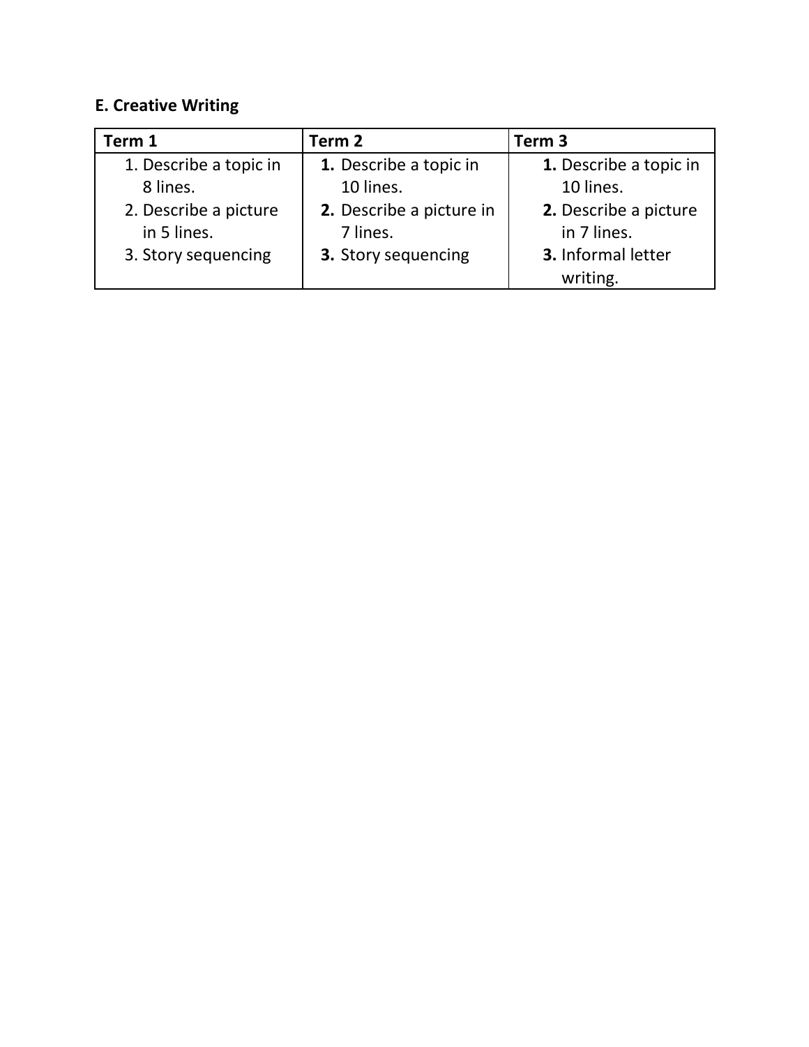**E. Creative Writing**

| Term 1 | Term 2 | Term 3 |
|---|---|---|
| 1. Describe a topic in 8 lines.<br>2. Describe a picture in 5 lines.<br>3. Story sequencing | **1.** Describe a topic in 10 lines.<br>**2.** Describe a picture in 7 lines.<br>**3.** Story sequencing | **1.** Describe a topic in 10 lines.<br>**2.** Describe a picture in 7 lines.<br>**3.** Informal letter writing. |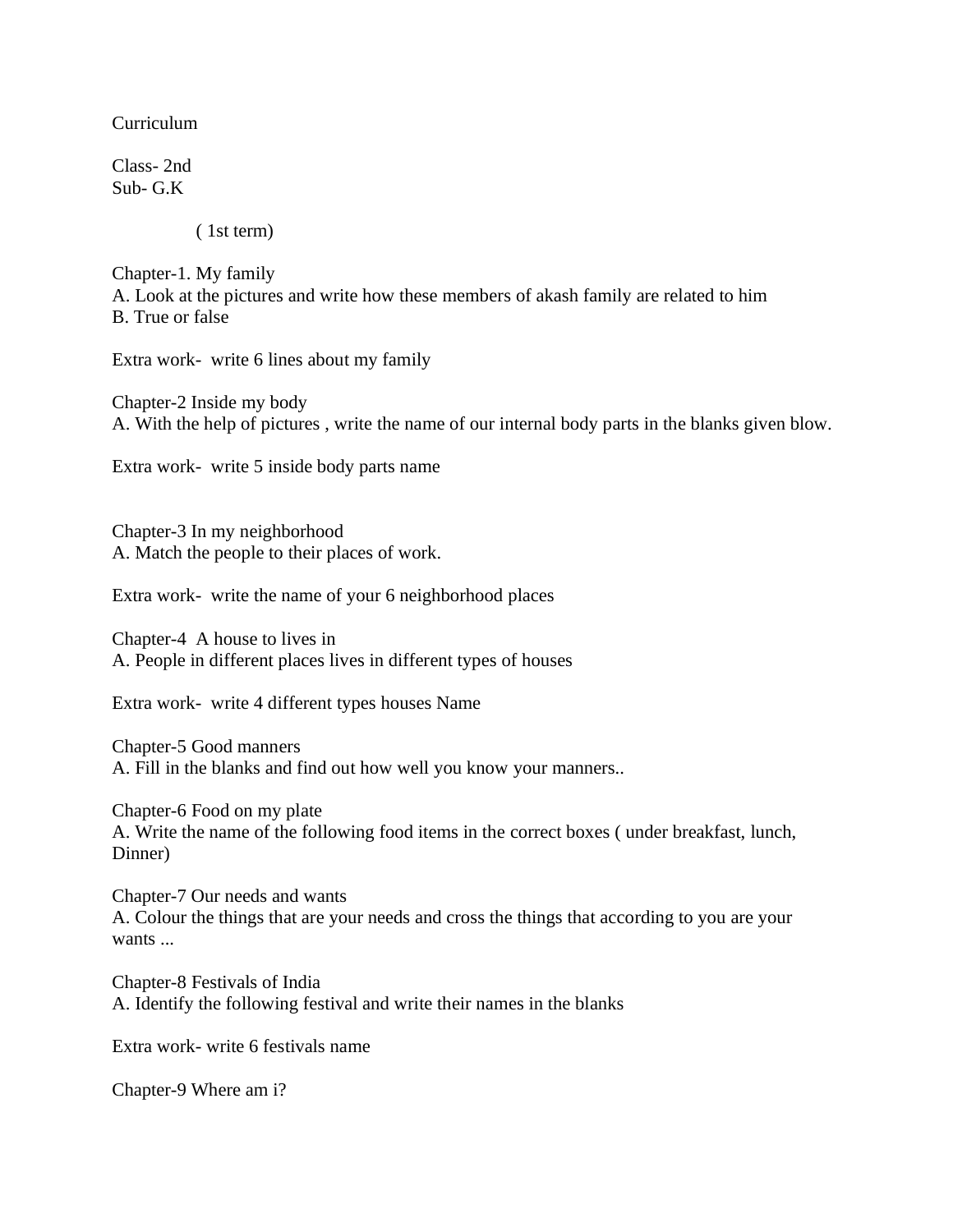Curriculum

Class- 2nd
Sub- G.K

( 1st term)

Chapter-1. My family
A. Look at the pictures and write how these members of akash family are related to him
B. True or false

Extra work- write 6 lines about my family

Chapter-2 Inside my body
A. With the help of pictures , write the name of our internal body parts in the blanks given blow.

Extra work- write 5 inside body parts name

Chapter-3 In my neighborhood
A. Match the people to their places of work.

Extra work- write the name of your 6 neighborhood places

Chapter-4 A house to lives in
A. People in different places lives in different types of houses

Extra work- write 4 different types houses Name

Chapter-5 Good manners
A. Fill in the blanks and find out how well you know your manners..

Chapter-6 Food on my plate
A. Write the name of the following food items in the correct boxes ( under breakfast, lunch, Dinner)

Chapter-7 Our needs and wants
A. Colour the things that are your needs and cross the things that according to you are your wants ...

Chapter-8 Festivals of India
A. Identify the following festival and write their names in the blanks

Extra work- write 6 festivals name

Chapter-9 Where am i?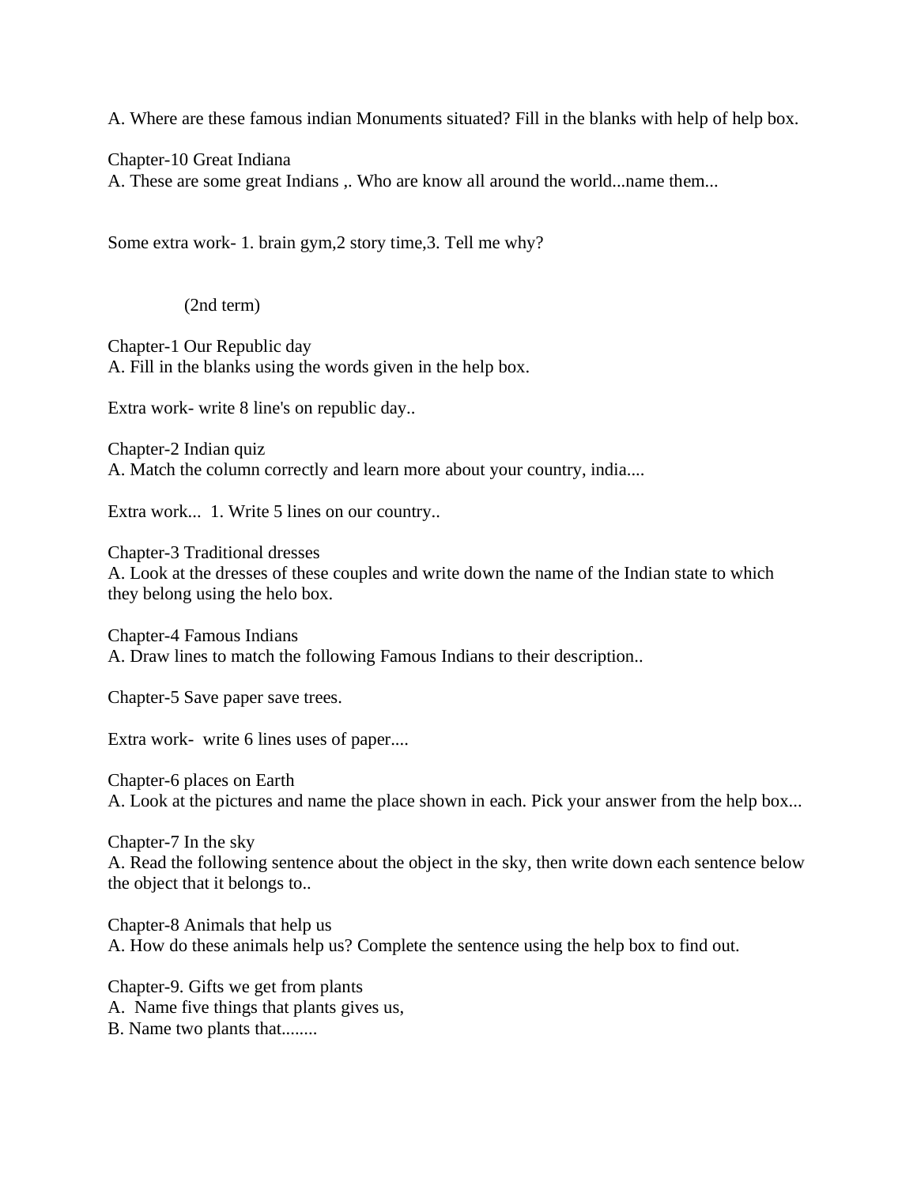A. Where are these famous indian Monuments situated? Fill in the blanks with help of help box.

Chapter-10 Great Indiana
A. These are some great Indians ,. Who are know all around the world...name them...

Some extra work- 1. brain gym,2 story time,3. Tell me why?

(2nd term)

Chapter-1 Our Republic day
A. Fill in the blanks using the words given in the help box.

Extra work- write 8 line's on republic day..

Chapter-2 Indian quiz
A. Match the column correctly and learn more about your country, india....

Extra work... 1. Write 5 lines on our country..

Chapter-3 Traditional dresses
A. Look at the dresses of these couples and write down the name of the Indian state to which they belong using the helo box.

Chapter-4 Famous Indians
A. Draw lines to match the following Famous Indians to their description..

Chapter-5 Save paper save trees.

Extra work- write 6 lines uses of paper....

Chapter-6 places on Earth
A. Look at the pictures and name the place shown in each. Pick your answer from the help box...

Chapter-7 In the sky
A. Read the following sentence about the object in the sky, then write down each sentence below the object that it belongs to..

Chapter-8 Animals that help us
A. How do these animals help us? Complete the sentence using the help box to find out.

Chapter-9. Gifts we get from plants
A. Name five things that plants gives us,
B. Name two plants that........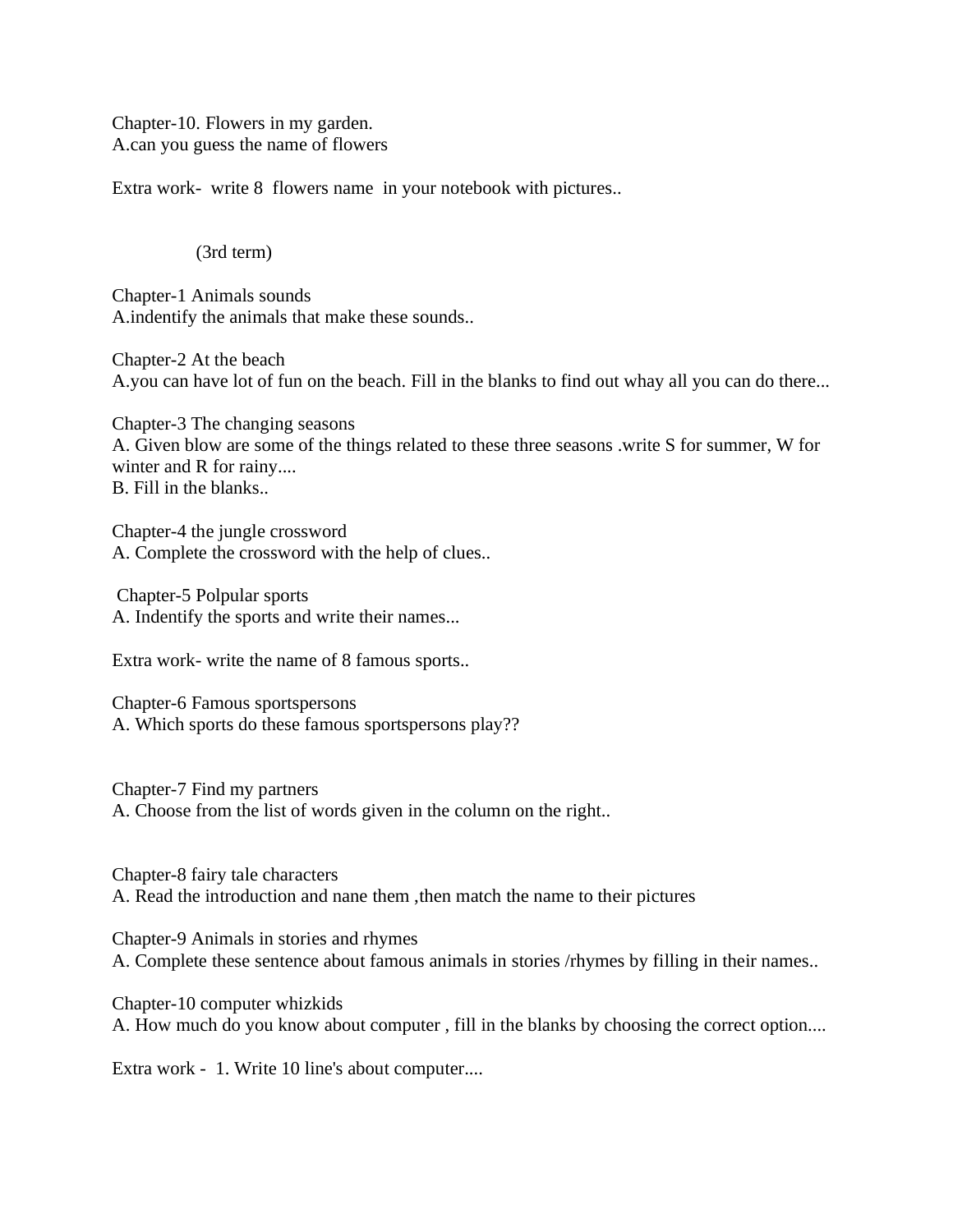Chapter-10. Flowers in my garden.
A.can you guess the name of flowers

Extra work- write 8 flowers name in your notebook with pictures..

(3rd term)

Chapter-1 Animals sounds
A.indentify the animals that make these sounds..

Chapter-2 At the beach
A.you can have lot of fun on the beach. Fill in the blanks to find out whay all you can do there...

Chapter-3 The changing seasons
A. Given blow are some of the things related to these three seasons .write S for summer, W for winter and R for rainy....
B. Fill in the blanks..

Chapter-4 the jungle crossword
A. Complete the crossword with the help of clues..

Chapter-5 Polpular sports
A. Indentify the sports and write their names...

Extra work- write the name of 8 famous sports..

Chapter-6 Famous sportspersons
A. Which sports do these famous sportspersons play??

Chapter-7 Find my partners
A. Choose from the list of words given in the column on the right..

Chapter-8 fairy tale characters
A. Read the introduction and nane them ,then match the name to their pictures

Chapter-9 Animals in stories and rhymes
A. Complete these sentence about famous animals in stories /rhymes by filling in their names..

Chapter-10 computer whizkids
A. How much do you know about computer , fill in the blanks by choosing the correct option....

Extra work - 1. Write 10 line's about computer....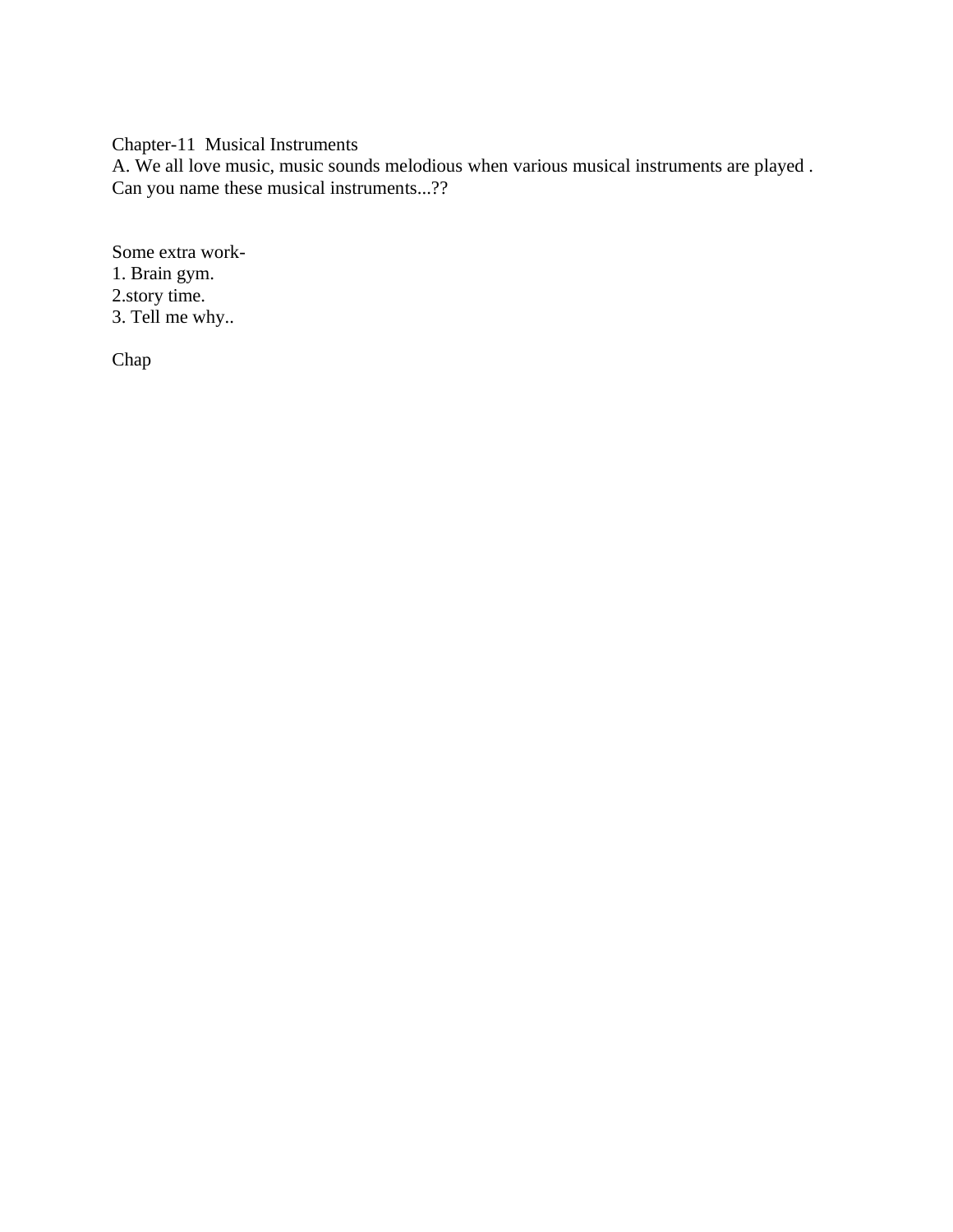Chapter-11  Musical Instruments

A. We all love music, music sounds melodious when various musical instruments are played .
Can you name these musical instruments...??

Some extra work-

1. Brain gym.
2. story time.
3. Tell me why..

Chap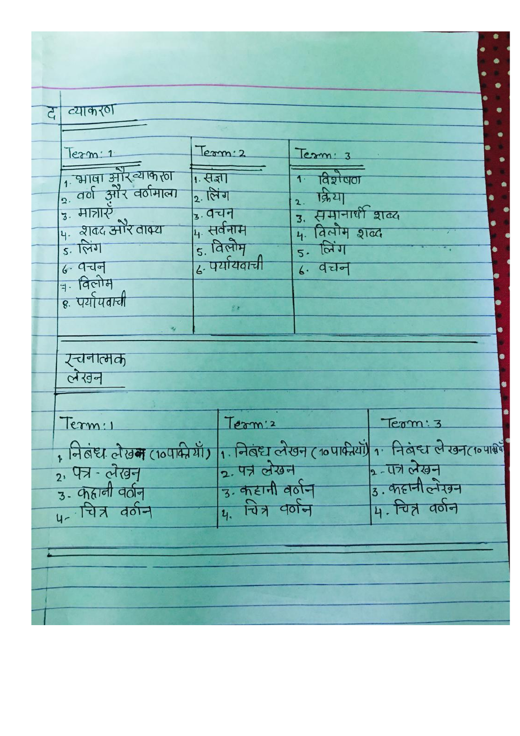## द व्याकरण

| Term: 1 | Term: 2 | Term: 3 |
|---|---|---|
| 1. भाषा और व्याकरण | 1. संज्ञा | 1. विशेषण |
| 2. वर्ण और वर्णमाला | 2. लिंग | 2. क्रिया |
| 3. मात्राएँ | 3. वचन | 3. समानार्थी शब्द |
| 4. शब्द और वाक्य | 4. सर्वनाम | 4. विलोम शब्द |
| 5. लिंग | 5. विलोम | 5. लिंग |
| 6. वचन | 6. पर्यायवाची | 6. वचन |
| 7. विलोम | | |
| 8. पर्यायवाची | | |

## रचनात्मक लेखन

| Term: 1 | Term: 2 | Term: 3 |
|---|---|---|
| 1. निबंध लेखन (10 पंक्तियाँ) | 1. निबंध लेखन (10 पंक्तियाँ) | 1. निबंध लेखन (10 पंक्तियाँ) |
| 2. पत्र - लेखन | 2. पत्र लेखन | 2. पत्र लेखन |
| 3. कहानी वर्णन | 3. कहानी वर्णन | 3. कहानी लेखन |
| 4. चित्र वर्णन | 4. चित्र वर्णन | 4. चित्र वर्णन |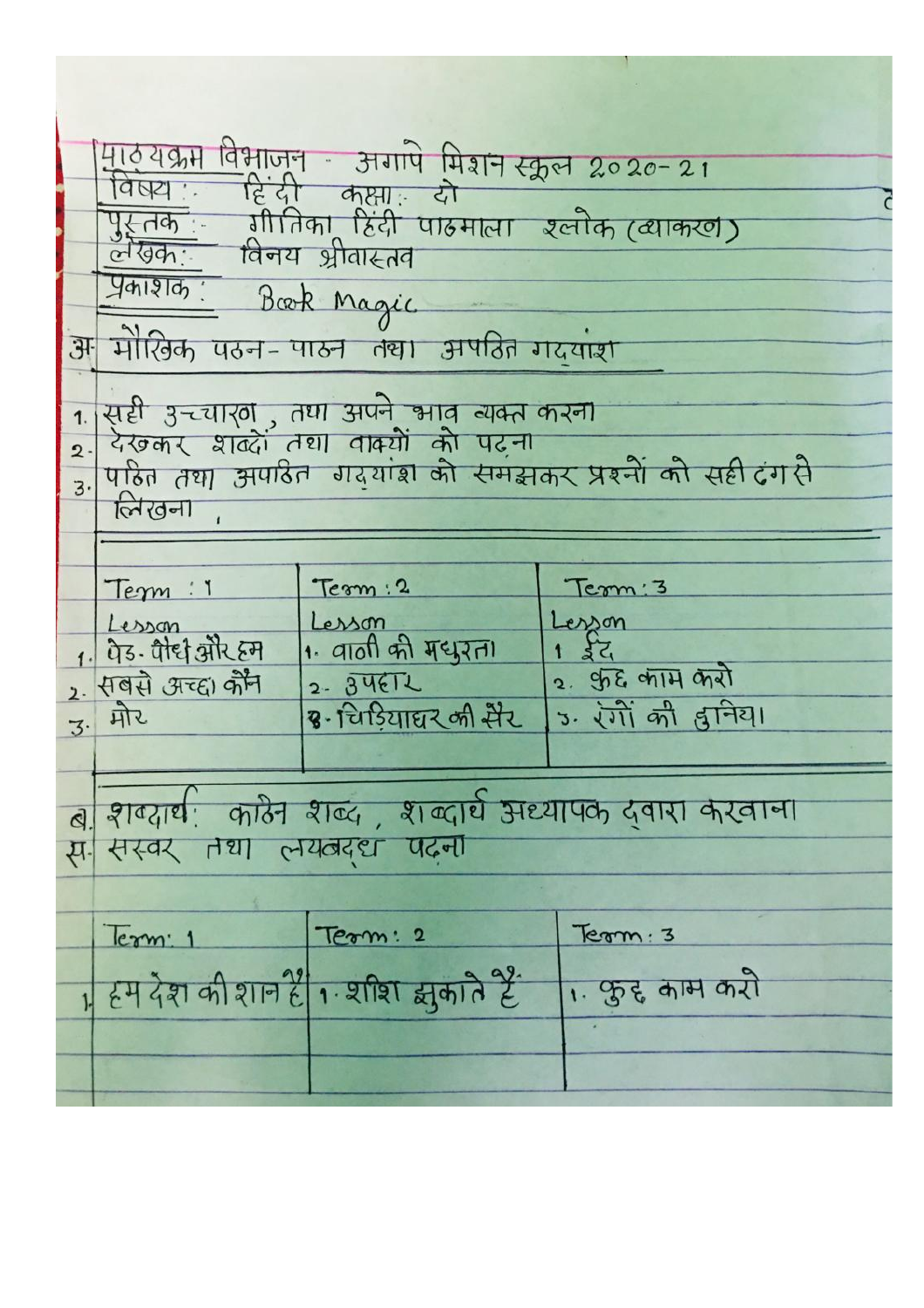पाठ्यक्रम विभाजन - अगापे मिशन स्कूल 2020-21

विषय : हिंदी कक्षा : दो

पुस्तक : गीतिका हिंदी पाठमाला श्लोक (व्याकरण)

लेखक : विनय श्रीवास्तव

प्रकाशक : Book Magic

अ. मौखिक पठन-पाठन तथा अपठित गद्यांश

1. सही उच्चारण, तथा अपने भाव व्यक्त करना
2. देखकर शब्दों तथा वाक्यों को पढ़ना
3. पठित तथा अपठित गद्यांश को समझकर प्रश्नों को सही ढंग से लिखना,

| Term : 1 | Term : 2 | Term : 3 |
|---|---|---|
| Lesson | Lesson | Lesson |
| 1. पेड़-पौधे और हम | 1. वाणी की मधुरता | 1 ईद |
| 2. सबसे अच्छा कौन | 2. उपहार | 2. कुछ काम करो |
| 3. मोर | 3. चिड़ियाघर की सैर | 3. रंगों की दुनिया |

ब. शब्दार्थ: कठिन शब्द, शब्दार्थ अध्यापक द्वारा करवाना

स. सस्वर तथा लयबद्ध पढ़ना

| Term: 1 | Term: 2 | Term: 3 |
|---|---|---|
| 1. हम देश की शान हैं | 1. शीश झुकाते हैं | 1. कुछ काम करो |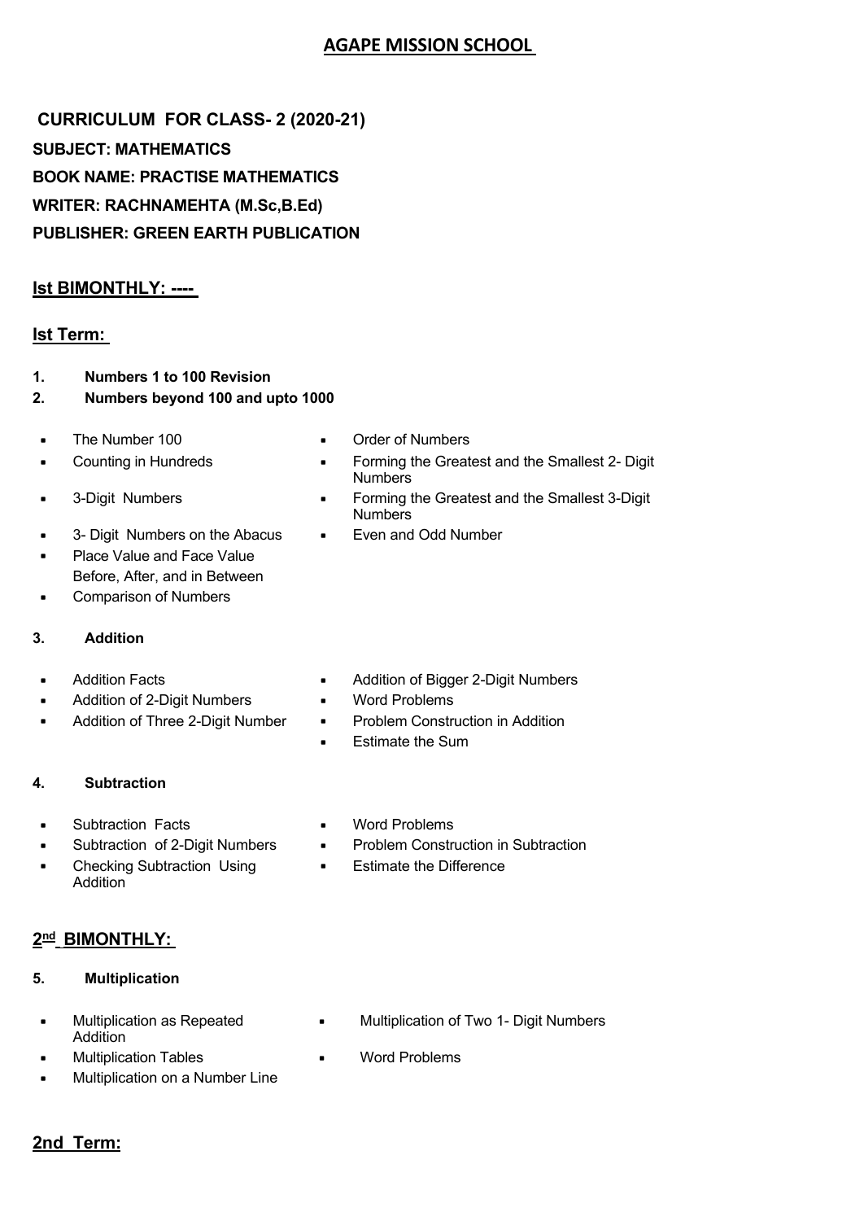# AGAPE MISSION SCHOOL

**CURRICULUM FOR CLASS- 2 (2020-21)**

**SUBJECT: MATHEMATICS**

**BOOK NAME: PRACTISE MATHEMATICS**

**WRITER: RACHNAMEHTA (M.Sc,B.Ed)**

**PUBLISHER: GREEN EARTH PUBLICATION**

## Ist BIMONTHLY: ----

## Ist Term:

1. **Numbers 1 to 100 Revision**
2. **Numbers beyond 100 and upto 1000**

- The Number 100
- Counting in Hundreds
- 3-Digit Numbers
- 3- Digit Numbers on the Abacus
- Place Value and Face Value
  Before, After, and in Between
- Comparison of Numbers
- Order of Numbers
- Forming the Greatest and the Smallest 2- Digit Numbers
- Forming the Greatest and the Smallest 3-Digit Numbers
- Even and Odd Number

3. **Addition**

- Addition Facts
- Addition of 2-Digit Numbers
- Addition of Three 2-Digit Number
- Addition of Bigger 2-Digit Numbers
- Word Problems
- Problem Construction in Addition
- Estimate the Sum

4. **Subtraction**

- Subtraction Facts
- Subtraction of 2-Digit Numbers
- Checking Subtraction Using Addition
- Word Problems
- Problem Construction in Subtraction
- Estimate the Difference

## 2nd BIMONTHLY:

5. **Multiplication**

- Multiplication as Repeated Addition
- Multiplication Tables
- Multiplication on a Number Line
- Multiplication of Two 1- Digit Numbers
- Word Problems

## 2nd Term: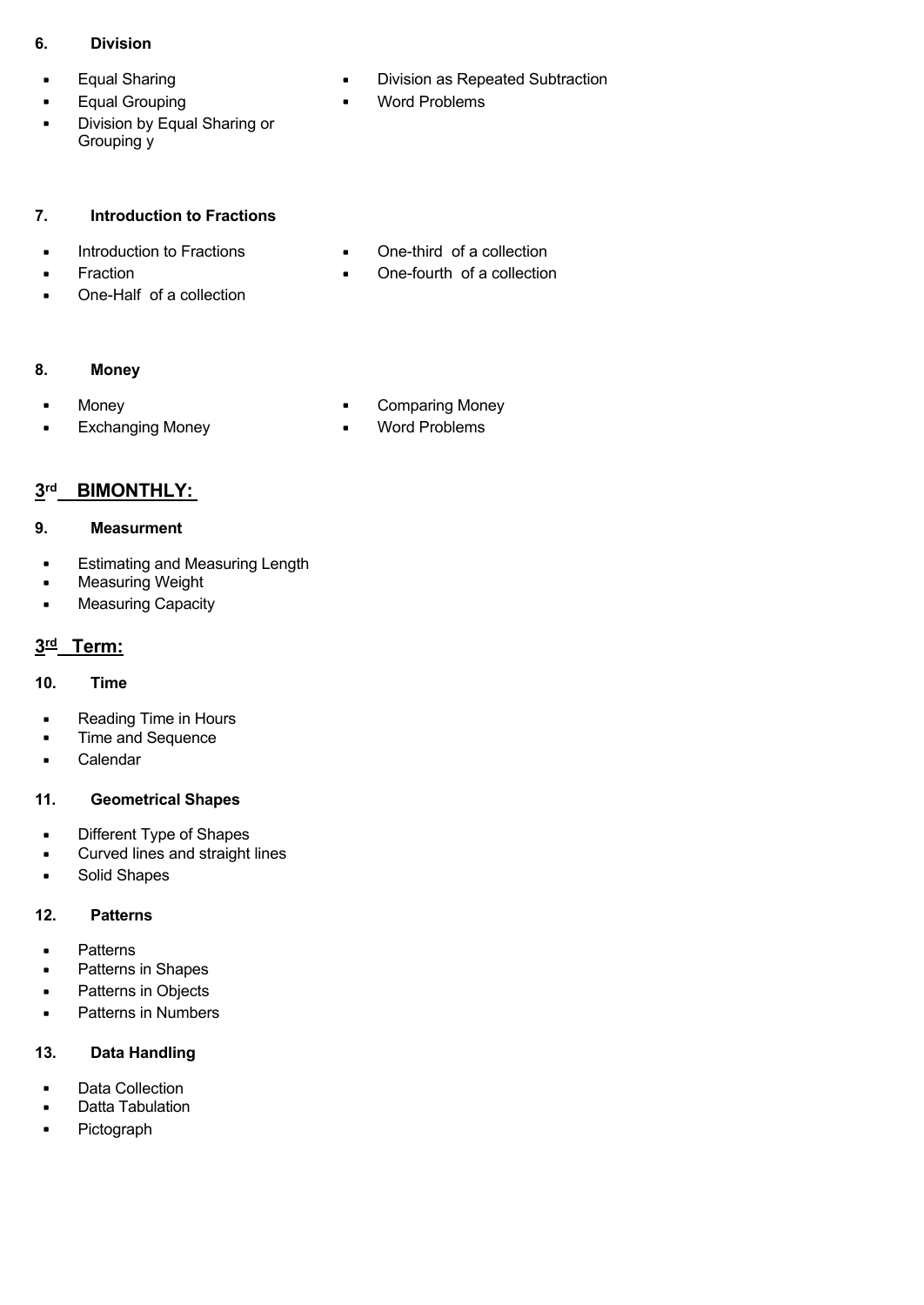**6. Division**

- Equal Sharing
- Equal Grouping
- Division by Equal Sharing or Grouping y
- Division as Repeated Subtraction
- Word Problems

**7. Introduction to Fractions**

- Introduction to Fractions
- Fraction
- One-Half of a collection
- One-third of a collection
- One-fourth of a collection

**8. Money**

- Money
- Exchanging Money
- Comparing Money
- Word Problems

## 3rd BIMONTHLY:

**9. Measurment**

- Estimating and Measuring Length
- Measuring Weight
- Measuring Capacity

## 3rd Term:

**10. Time**

- Reading Time in Hours
- Time and Sequence
- Calendar

**11. Geometrical Shapes**

- Different Type of Shapes
- Curved lines and straight lines
- Solid Shapes

**12. Patterns**

- Patterns
- Patterns in Shapes
- Patterns in Objects
- Patterns in Numbers

**13. Data Handling**

- Data Collection
- Datta Tabulation
- Pictograph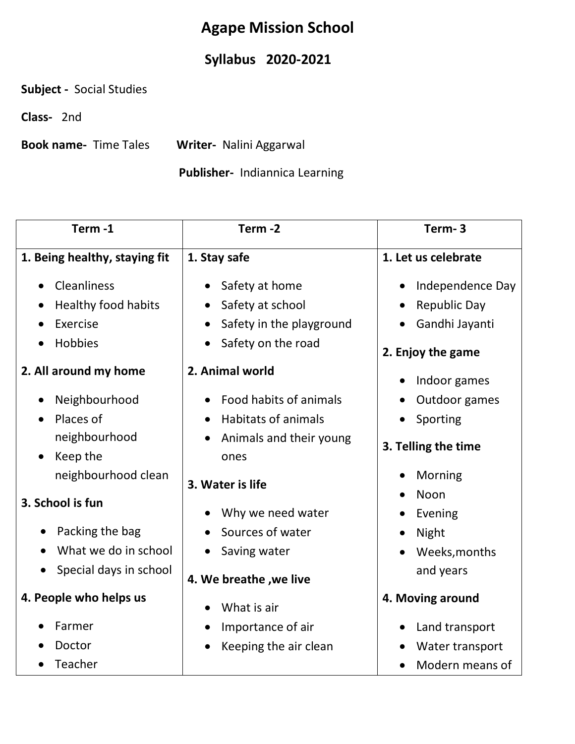# Agape Mission School

## Syllabus 2020-2021

**Subject -** Social Studies

**Class-** 2nd

**Book name-** Time Tales **Writer-** Nalini Aggarwal

**Publisher-** Indiannica Learning

| Term -1 | Term -2 | Term- 3 |
|---|---|---|
| **1. Being healthy, staying fit**<br>• Cleanliness<br>• Healthy food habits<br>• Exercise<br>• Hobbies<br>**2. All around my home**<br>• Neighbourhood<br>• Places of neighbourhood<br>• Keep the neighbourhood clean<br>**3. School is fun**<br>• Packing the bag<br>• What we do in school<br>• Special days in school<br>**4. People who helps us**<br>• Farmer<br>• Doctor<br>• Teacher | **1. Stay safe**<br>• Safety at home<br>• Safety at school<br>• Safety in the playground<br>• Safety on the road<br>**2. Animal world**<br>• Food habits of animals<br>• Habitats of animals<br>• Animals and their young ones<br>**3. Water is life**<br>• Why we need water<br>• Sources of water<br>• Saving water<br>**4. We breathe ,we live**<br>• What is air<br>• Importance of air<br>• Keeping the air clean | **1. Let us celebrate**<br>• Independence Day<br>• Republic Day<br>• Gandhi Jayanti<br>**2. Enjoy the game**<br>• Indoor games<br>• Outdoor games<br>• Sporting<br>**3. Telling the time**<br>• Morning<br>• Noon<br>• Evening<br>• Night<br>• Weeks,months and years<br>**4. Moving around**<br>• Land transport<br>• Water transport<br>• Modern means of |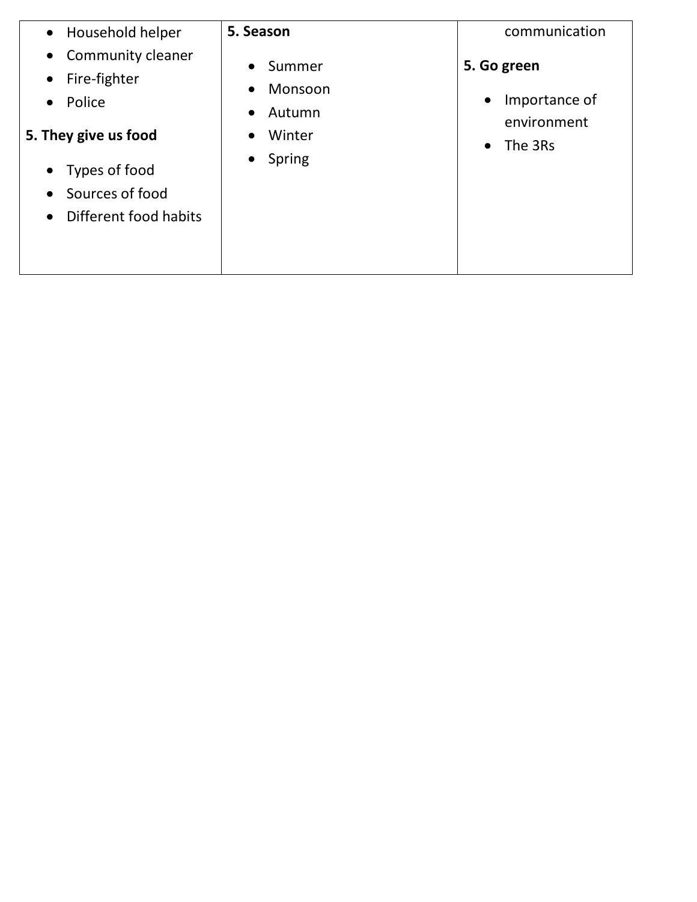| | | |
|---|---|---|
| • Household helper<br>• Community cleaner<br>• Fire-fighter<br>• Police<br><br>**5. They give us food**<br><br>• Types of food<br>• Sources of food<br>• Different food habits | **5. Season**<br><br>• Summer<br>• Monsoon<br>• Autumn<br>• Winter<br>• Spring | communication<br><br>**5. Go green**<br><br>• Importance of environment<br>• The 3Rs |